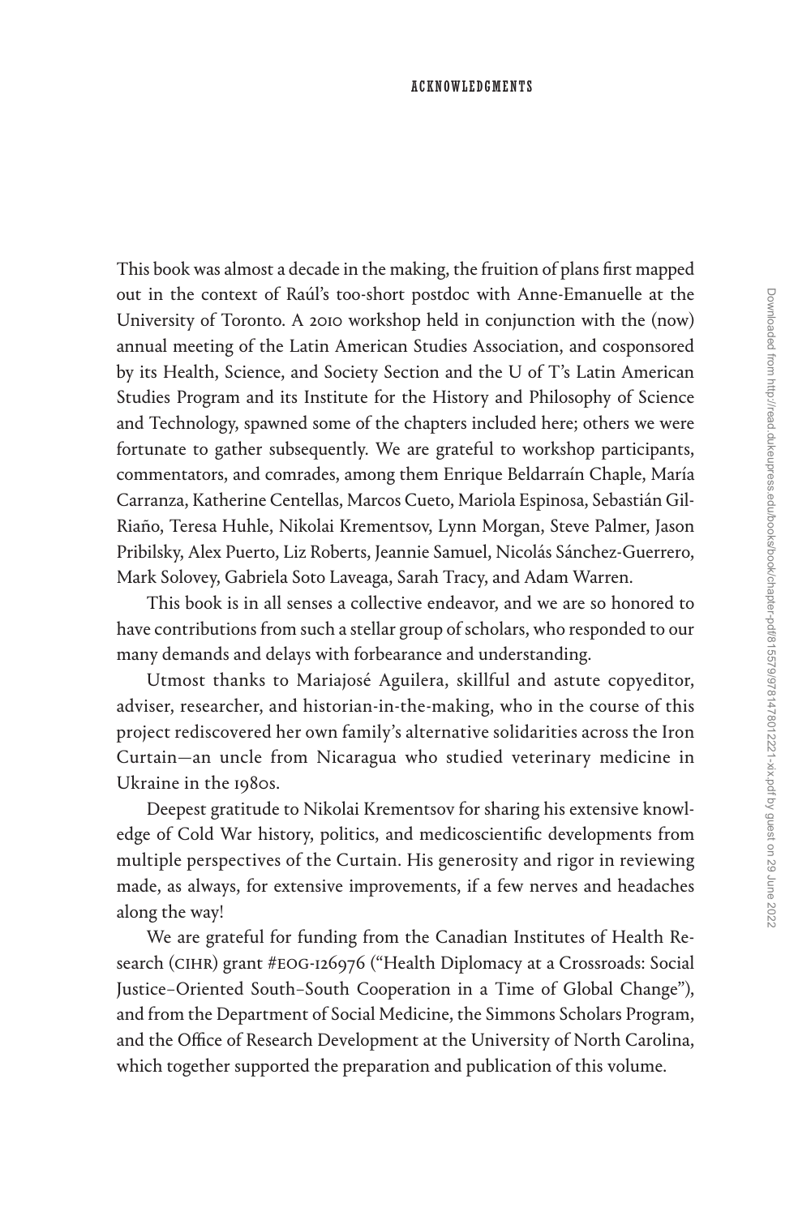# ACKNOWLEDGMENTS

This book was almost a decade in the making, the fruition of plans first mapped out in the context of Raúl's too-short postdoc with Anne-Emanuelle at the University of Toronto. A 2010 workshop held in conjunction with the (now) annual meeting of the Latin American Studies Association, and cosponsored by its Health, Science, and Society Section and the U of T's Latin American Studies Program and its Institute for the History and Philosophy of Science and Technology, spawned some of the chapters included here; others we were fortunate to gather subsequently. We are grateful to workshop participants, commentators, and comrades, among them Enrique Beldarraín Chaple, María Carranza, Katherine Centellas, Marcos Cueto, Mariola Espinosa, Sebastián Gil-Riaño, Teresa Huhle, Nikolai Krementsov, Lynn Morgan, Steve Palmer, Jason Pribilsky, Alex Puerto, Liz Roberts, Jeannie Samuel, Nicolás Sánchez-Guerrero, Mark Solovey, Gabriela Soto Laveaga, Sarah Tracy, and Adam Warren.

This book is in all senses a collective endeavor, and we are so honored to have contributions from such a stellar group of scholars, who responded to our many demands and delays with forbearance and understanding.

Utmost thanks to Mariajosé Aguilera, skillful and astute copyeditor, adviser, researcher, and historian-in-the-making, who in the course of this project rediscovered her own family's alternative solidarities across the Iron Curtain—an uncle from Nicaragua who studied veterinary medicine in Ukraine in the 1980s.

Deepest gratitude to Nikolai Krementsov for sharing his extensive knowledge of Cold War history, politics, and medicoscientific developments from multiple perspectives of the Curtain. His generosity and rigor in reviewing made, as always, for extensive improvements, if a few nerves and headaches along the way!

We are grateful for funding from the Canadian Institutes of Health Research (CIHR) grant #EOG-126976 ("Health Diplomacy at a Crossroads: Social Justice–Oriented South–South Cooperation in a Time of Global Change"), and from the Department of Social Medicine, the Simmons Scholars Program, and the Office of Research Development at the University of North Carolina, which together supported the preparation and publication of this volume.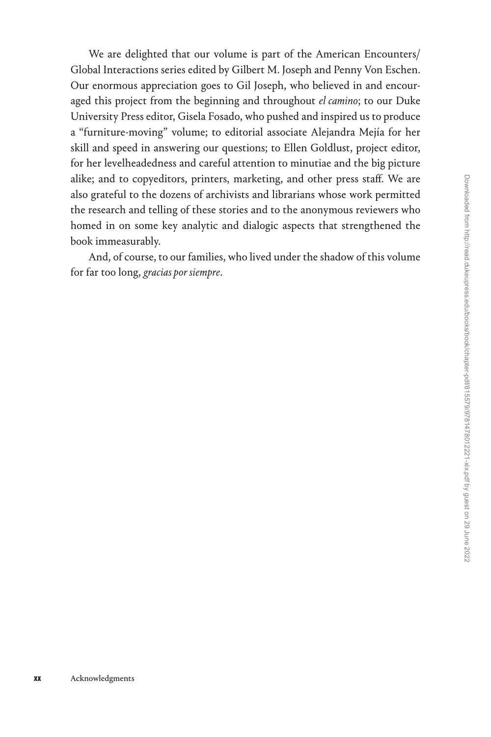We are delighted that our volume is part of the American Encounters/ Global Interactions series edited by Gilbert M. Joseph and Penny Von Eschen. Our enormous appreciation goes to Gil Joseph, who believed in and encouraged this project from the beginning and throughout *el camino*; to our Duke University Press editor, Gisela Fosado, who pushed and inspired us to produce a "furniture-moving" volume; to editorial associate Alejandra Mejía for her skill and speed in answering our questions; to Ellen Goldlust, project editor, for her levelheadedness and careful attention to minutiae and the big picture alike; and to copyeditors, printers, marketing, and other press staff. We are also grateful to the dozens of archivists and librarians whose work permitted the research and telling of these stories and to the anonymous reviewers who homed in on some key analytic and dialogic aspects that strengthened the book immeasurably.

And, of course, to our families, who lived under the shadow of this volume for far too long, *gracias por siempre*.